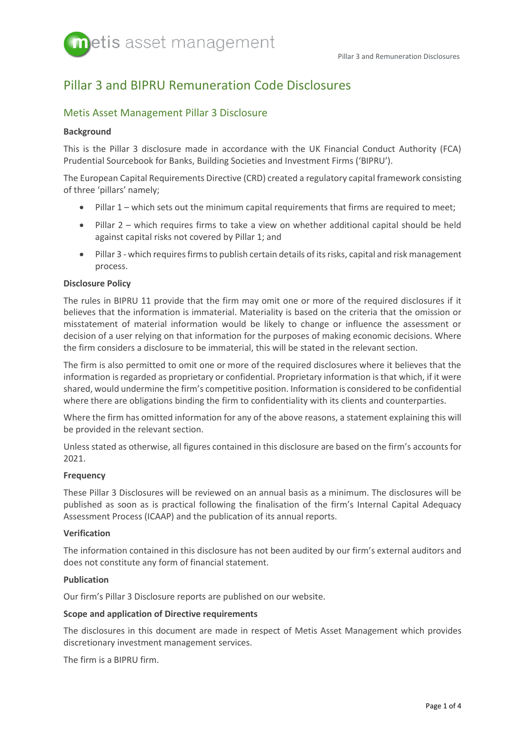# Pillar 3 and BIPRU Remuneration Code Disclosures

## Metis Asset Management Pillar 3 Disclosure

**Background**

This is the Pillar 3 disclosure made in accordance with the UK Financial Conduct Authority (FCA) Prudential Sourcebook for Banks, Building Societies and Investment Firms ('BIPRU').

The European Capital Requirements Directive (CRD) created a regulatory capital framework consisting of three 'pillars' namely;

- Pillar 1 – which sets out the minimum capital requirements that firms are required to meet;
- Pillar 2 – which requires firms to take a view on whether additional capital should be held against capital risks not covered by Pillar 1; and
- Pillar 3 - which requires firms to publish certain details of its risks, capital and risk management process.

**Disclosure Policy**

The rules in BIPRU 11 provide that the firm may omit one or more of the required disclosures if it believes that the information is immaterial. Materiality is based on the criteria that the omission or misstatement of material information would be likely to change or influence the assessment or decision of a user relying on that information for the purposes of making economic decisions. Where the firm considers a disclosure to be immaterial, this will be stated in the relevant section.

The firm is also permitted to omit one or more of the required disclosures where it believes that the information is regarded as proprietary or confidential. Proprietary information is that which, if it were shared, would undermine the firm's competitive position. Information is considered to be confidential where there are obligations binding the firm to confidentiality with its clients and counterparties.

Where the firm has omitted information for any of the above reasons, a statement explaining this will be provided in the relevant section.

Unless stated as otherwise, all figures contained in this disclosure are based on the firm's accounts for 2021.

**Frequency**

These Pillar 3 Disclosures will be reviewed on an annual basis as a minimum. The disclosures will be published as soon as is practical following the finalisation of the firm's Internal Capital Adequacy Assessment Process (ICAAP) and the publication of its annual reports.

**Verification**

The information contained in this disclosure has not been audited by our firm's external auditors and does not constitute any form of financial statement.

**Publication**

Our firm's Pillar 3 Disclosure reports are published on our website.

**Scope and application of Directive requirements**

The disclosures in this document are made in respect of Metis Asset Management which provides discretionary investment management services.

The firm is a BIPRU firm.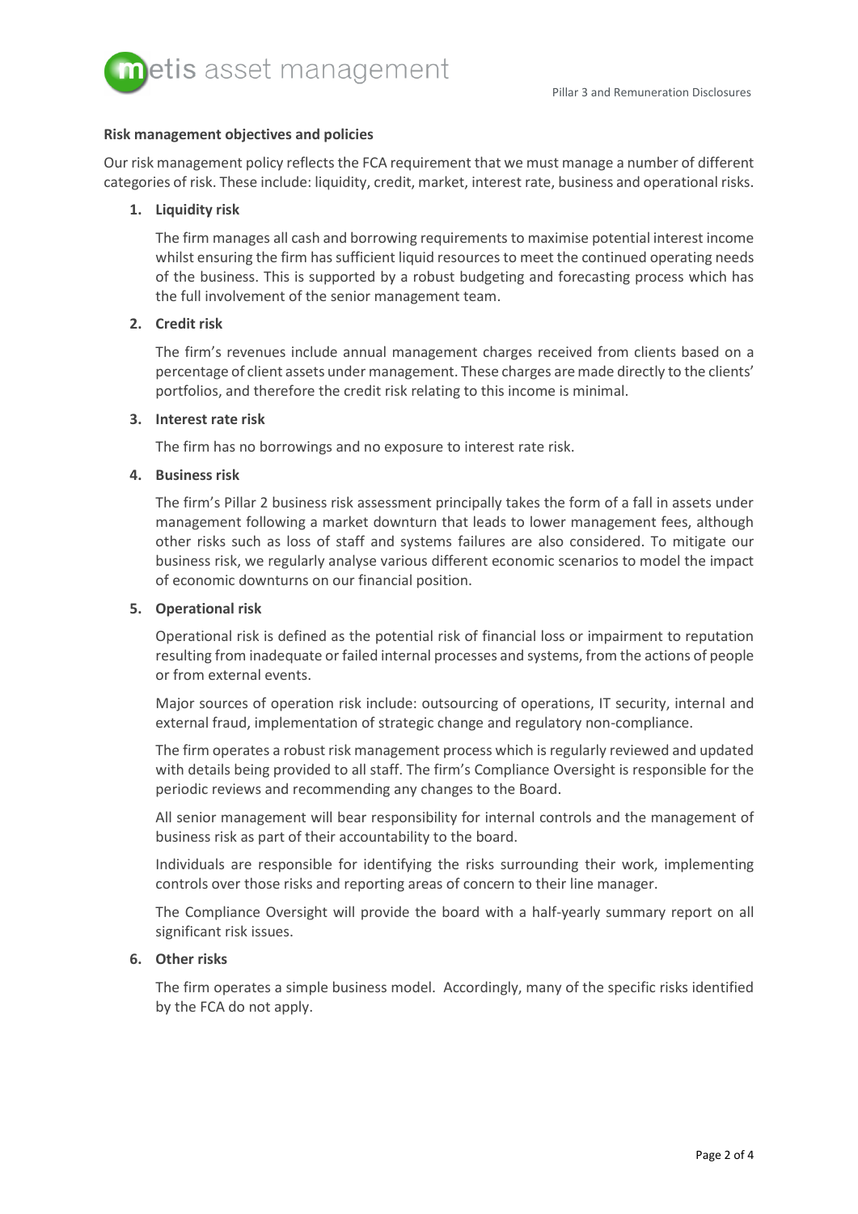**Risk management objectives and policies**

Our risk management policy reflects the FCA requirement that we must manage a number of different categories of risk. These include: liquidity, credit, market, interest rate, business and operational risks.

1. **Liquidity risk**

   The firm manages all cash and borrowing requirements to maximise potential interest income whilst ensuring the firm has sufficient liquid resources to meet the continued operating needs of the business. This is supported by a robust budgeting and forecasting process which has the full involvement of the senior management team.

2. **Credit risk**

   The firm's revenues include annual management charges received from clients based on a percentage of client assets under management. These charges are made directly to the clients' portfolios, and therefore the credit risk relating to this income is minimal.

3. **Interest rate risk**

   The firm has no borrowings and no exposure to interest rate risk.

4. **Business risk**

   The firm's Pillar 2 business risk assessment principally takes the form of a fall in assets under management following a market downturn that leads to lower management fees, although other risks such as loss of staff and systems failures are also considered. To mitigate our business risk, we regularly analyse various different economic scenarios to model the impact of economic downturns on our financial position.

5. **Operational risk**

   Operational risk is defined as the potential risk of financial loss or impairment to reputation resulting from inadequate or failed internal processes and systems, from the actions of people or from external events.

   Major sources of operation risk include: outsourcing of operations, IT security, internal and external fraud, implementation of strategic change and regulatory non-compliance.

   The firm operates a robust risk management process which is regularly reviewed and updated with details being provided to all staff. The firm's Compliance Oversight is responsible for the periodic reviews and recommending any changes to the Board.

   All senior management will bear responsibility for internal controls and the management of business risk as part of their accountability to the board.

   Individuals are responsible for identifying the risks surrounding their work, implementing controls over those risks and reporting areas of concern to their line manager.

   The Compliance Oversight will provide the board with a half-yearly summary report on all significant risk issues.

6. **Other risks**

   The firm operates a simple business model. Accordingly, many of the specific risks identified by the FCA do not apply.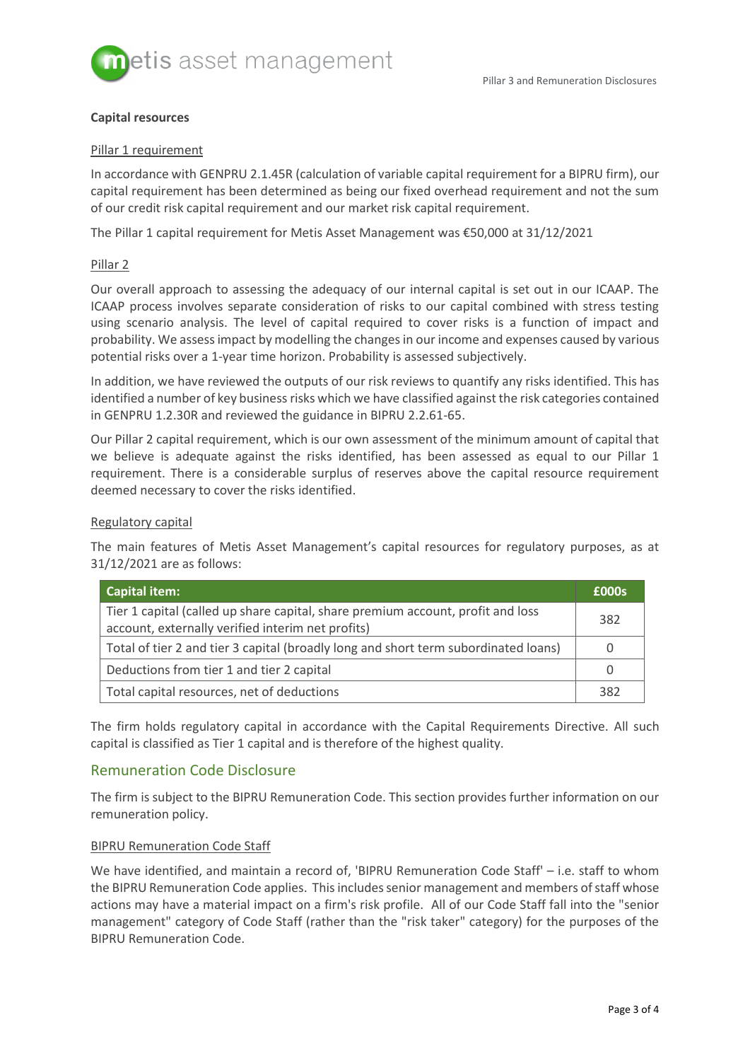## Capital resources

### Pillar 1 requirement

In accordance with GENPRU 2.1.45R (calculation of variable capital requirement for a BIPRU firm), our capital requirement has been determined as being our fixed overhead requirement and not the sum of our credit risk capital requirement and our market risk capital requirement.

The Pillar 1 capital requirement for Metis Asset Management was €50,000 at 31/12/2021

### Pillar 2

Our overall approach to assessing the adequacy of our internal capital is set out in our ICAAP. The ICAAP process involves separate consideration of risks to our capital combined with stress testing using scenario analysis. The level of capital required to cover risks is a function of impact and probability. We assess impact by modelling the changes in our income and expenses caused by various potential risks over a 1-year time horizon. Probability is assessed subjectively.

In addition, we have reviewed the outputs of our risk reviews to quantify any risks identified. This has identified a number of key business risks which we have classified against the risk categories contained in GENPRU 1.2.30R and reviewed the guidance in BIPRU 2.2.61-65.

Our Pillar 2 capital requirement, which is our own assessment of the minimum amount of capital that we believe is adequate against the risks identified, has been assessed as equal to our Pillar 1 requirement. There is a considerable surplus of reserves above the capital resource requirement deemed necessary to cover the risks identified.

### Regulatory capital

The main features of Metis Asset Management's capital resources for regulatory purposes, as at 31/12/2021 are as follows:

| Capital item: | £000s |
| --- | --- |
| Tier 1 capital (called up share capital, share premium account, profit and loss account, externally verified interim net profits) | 382 |
| Total of tier 2 and tier 3 capital (broadly long and short term subordinated loans) | 0 |
| Deductions from tier 1 and tier 2 capital | 0 |
| Total capital resources, net of deductions | 382 |

The firm holds regulatory capital in accordance with the Capital Requirements Directive. All such capital is classified as Tier 1 capital and is therefore of the highest quality.

## Remuneration Code Disclosure

The firm is subject to the BIPRU Remuneration Code. This section provides further information on our remuneration policy.

### BIPRU Remuneration Code Staff

We have identified, and maintain a record of, 'BIPRU Remuneration Code Staff' – i.e. staff to whom the BIPRU Remuneration Code applies. This includes senior management and members of staff whose actions may have a material impact on a firm's risk profile. All of our Code Staff fall into the "senior management" category of Code Staff (rather than the "risk taker" category) for the purposes of the BIPRU Remuneration Code.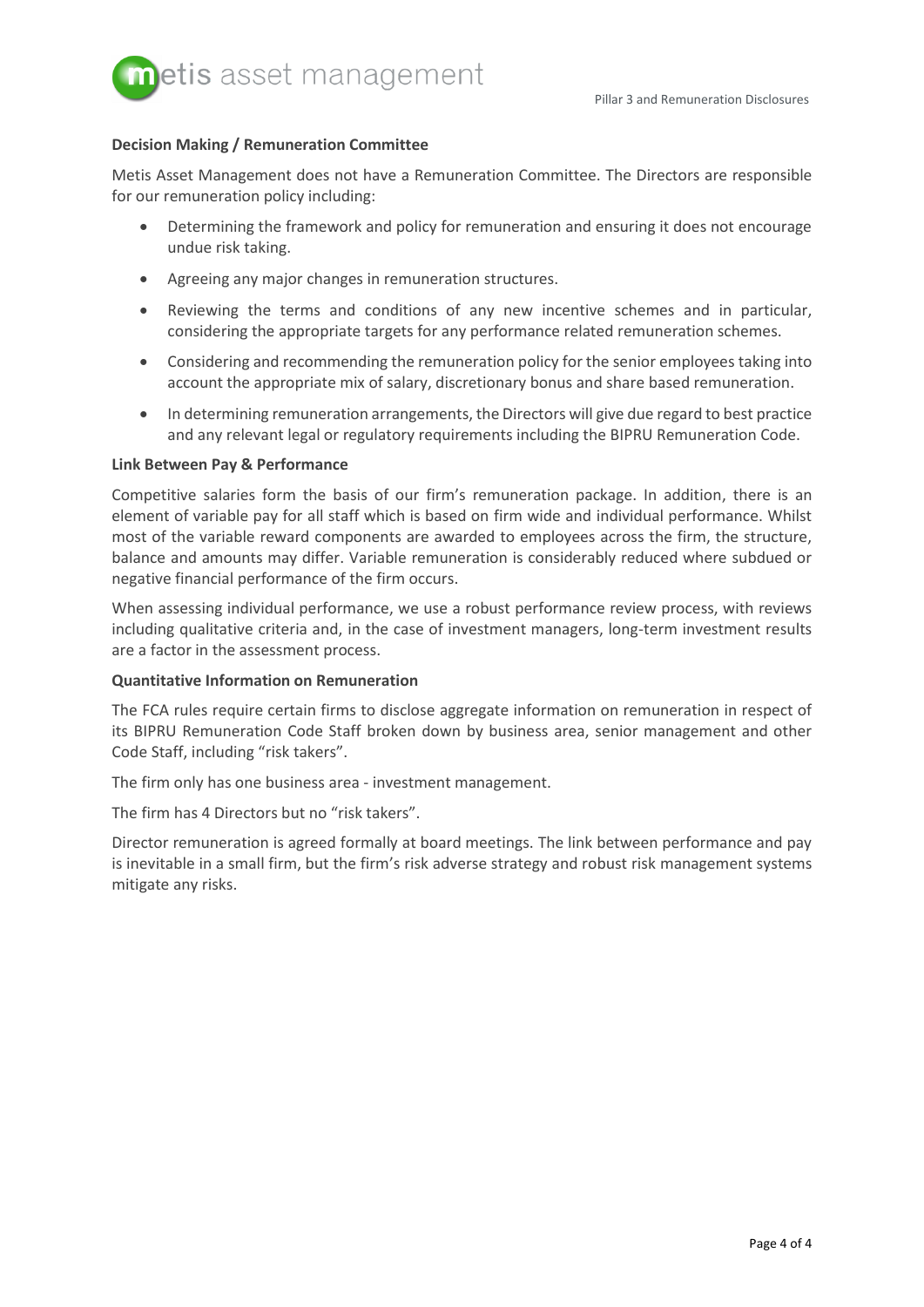**Decision Making / Remuneration Committee**

Metis Asset Management does not have a Remuneration Committee. The Directors are responsible for our remuneration policy including:

- Determining the framework and policy for remuneration and ensuring it does not encourage undue risk taking.
- Agreeing any major changes in remuneration structures.
- Reviewing the terms and conditions of any new incentive schemes and in particular, considering the appropriate targets for any performance related remuneration schemes.
- Considering and recommending the remuneration policy for the senior employees taking into account the appropriate mix of salary, discretionary bonus and share based remuneration.
- In determining remuneration arrangements, the Directors will give due regard to best practice and any relevant legal or regulatory requirements including the BIPRU Remuneration Code.

**Link Between Pay & Performance**

Competitive salaries form the basis of our firm's remuneration package. In addition, there is an element of variable pay for all staff which is based on firm wide and individual performance. Whilst most of the variable reward components are awarded to employees across the firm, the structure, balance and amounts may differ. Variable remuneration is considerably reduced where subdued or negative financial performance of the firm occurs.

When assessing individual performance, we use a robust performance review process, with reviews including qualitative criteria and, in the case of investment managers, long-term investment results are a factor in the assessment process.

**Quantitative Information on Remuneration**

The FCA rules require certain firms to disclose aggregate information on remuneration in respect of its BIPRU Remuneration Code Staff broken down by business area, senior management and other Code Staff, including "risk takers".

The firm only has one business area - investment management.

The firm has 4 Directors but no "risk takers".

Director remuneration is agreed formally at board meetings. The link between performance and pay is inevitable in a small firm, but the firm's risk adverse strategy and robust risk management systems mitigate any risks.